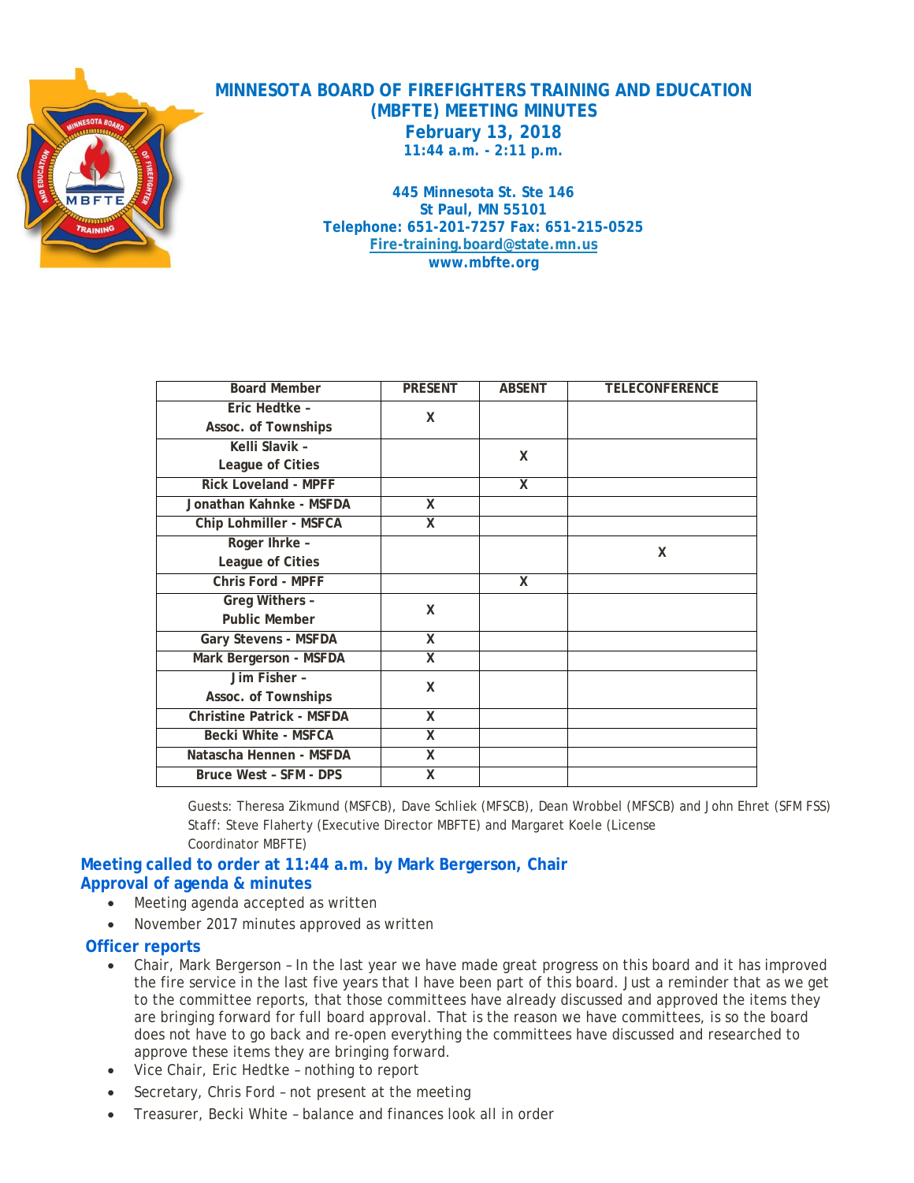# MINNESOTA BOARD OF FIREFIGHTERS TRAINING AND EDUCATION (MBFTE) MEETING MINUTES

**February 13, 2018**
**11:44 a.m. - 2:11 p.m.**

**445 Minnesota St. Ste 146**
**St Paul, MN 55101**
**Telephone: 651-201-7257 Fax: 651-215-0525**
**Fire-training.board@state.mn.us**
**www.mbfte.org**

| Board Member | PRESENT | ABSENT | TELECONFERENCE |
|---|---|---|---|
| Eric Hedtke – Assoc. of Townships | X | | |
| Kelli Slavik – League of Cities | | X | |
| Rick Loveland - MPFF | | X | |
| Jonathan Kahnke - MSFDA | X | | |
| Chip Lohmiller - MSFCA | X | | |
| Roger Ihrke – League of Cities | | | X |
| Chris Ford - MPFF | | X | |
| Greg Withers – Public Member | X | | |
| Gary Stevens - MSFDA | X | | |
| Mark Bergerson - MSFDA | X | | |
| Jim Fisher – Assoc. of Townships | X | | |
| Christine Patrick - MSFDA | X | | |
| Becki White - MSFCA | X | | |
| Natascha Hennen - MSFDA | X | | |
| Bruce West - SFM - DPS | X | | |

Guests: Theresa Zikmund (MSFCB), Dave Schliek (MFSCB), Dean Wrobbel (MFSCB) and John Ehret (SFM FSS)
Staff: Steve Flaherty (Executive Director MBFTE) and Margaret Koele (License Coordinator MBFTE)

## Meeting called to order at 11:44 a.m. by Mark Bergerson, Chair

## Approval of agenda & minutes

- Meeting agenda accepted as written
- November 2017 minutes approved as written

## Officer reports

- Chair, Mark Bergerson – In the last year we have made great progress on this board and it has improved the fire service in the last five years that I have been part of this board. Just a reminder that as we get to the committee reports, that those committees have already discussed and approved the items they are bringing forward for full board approval. That is the reason we have committees, is so the board does not have to go back and re-open everything the committees have discussed and researched to approve these items they are bringing forward.
- Vice Chair, Eric Hedtke – nothing to report
- Secretary, Chris Ford – not present at the meeting
- Treasurer, Becki White – balance and finances look all in order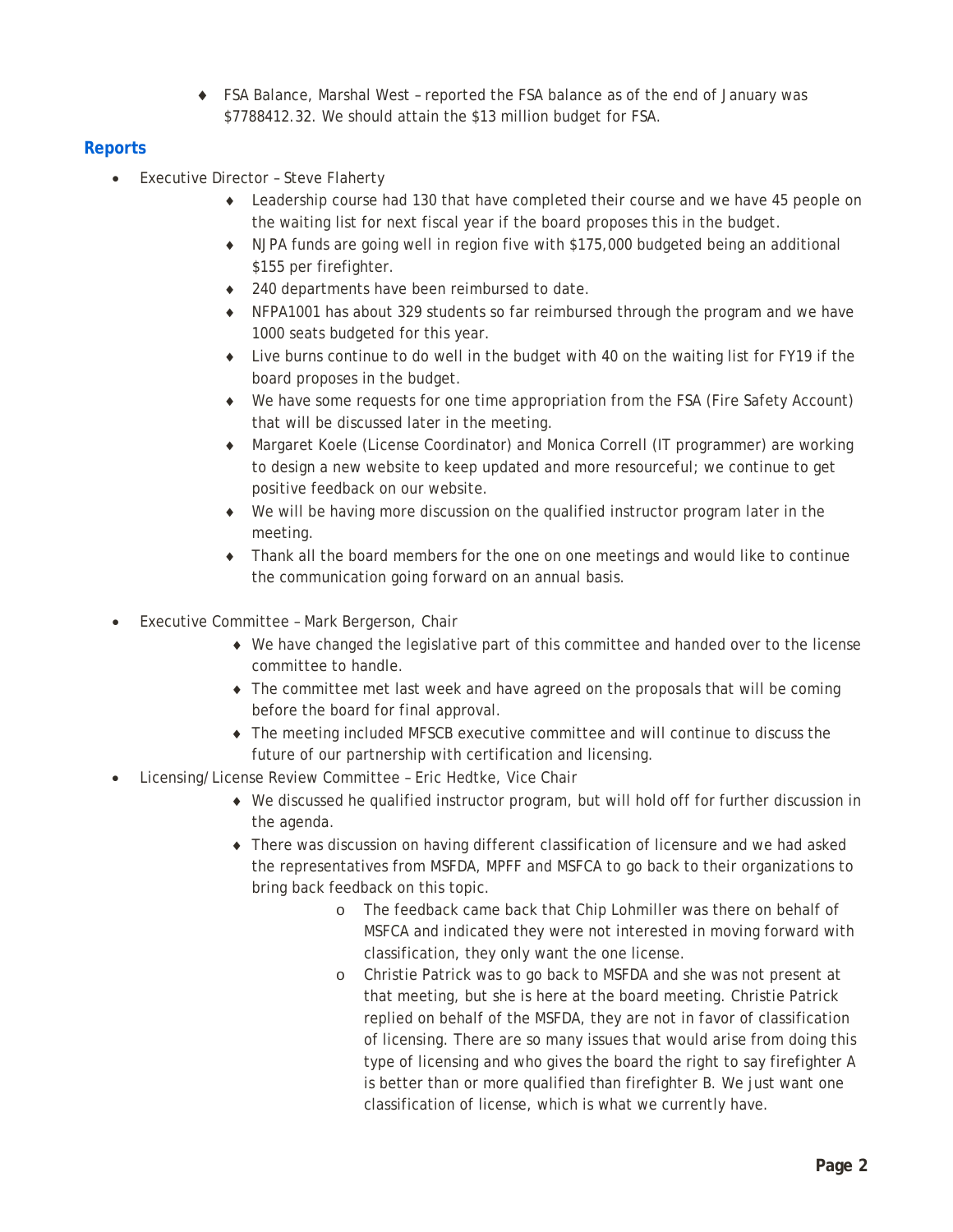- FSA Balance, Marshal West – reported the FSA balance as of the end of January was $7788412.32. We should attain the $13 million budget for FSA.

## Reports

- Executive Director – Steve Flaherty
  - Leadership course had 130 that have completed their course and we have 45 people on the waiting list for next fiscal year if the board proposes this in the budget.
  - NJPA funds are going well in region five with $175,000 budgeted being an additional $155 per firefighter.
  - 240 departments have been reimbursed to date.
  - NFPA1001 has about 329 students so far reimbursed through the program and we have 1000 seats budgeted for this year.
  - Live burns continue to do well in the budget with 40 on the waiting list for FY19 if the board proposes in the budget.
  - We have some requests for one time appropriation from the FSA (Fire Safety Account) that will be discussed later in the meeting.
  - Margaret Koele (License Coordinator) and Monica Correll (IT programmer) are working to design a new website to keep updated and more resourceful; we continue to get positive feedback on our website.
  - We will be having more discussion on the qualified instructor program later in the meeting.
  - Thank all the board members for the one on one meetings and would like to continue the communication going forward on an annual basis.
- Executive Committee – Mark Bergerson, Chair
  - We have changed the legislative part of this committee and handed over to the license committee to handle.
  - The committee met last week and have agreed on the proposals that will be coming before the board for final approval.
  - The meeting included MFSCB executive committee and will continue to discuss the future of our partnership with certification and licensing.
- Licensing/License Review Committee – Eric Hedtke, Vice Chair
  - We discussed he qualified instructor program, but will hold off for further discussion in the agenda.
  - There was discussion on having different classification of licensure and we had asked the representatives from MSFDA, MPFF and MSFCA to go back to their organizations to bring back feedback on this topic.
    - The feedback came back that Chip Lohmiller was there on behalf of MSFCA and indicated they were not interested in moving forward with classification, they only want the one license.
    - Christie Patrick was to go back to MSFDA and she was not present at that meeting, but she is here at the board meeting. Christie Patrick replied on behalf of the MSFDA, they are not in favor of classification of licensing. There are so many issues that would arise from doing this type of licensing and who gives the board the right to say firefighter A is better than or more qualified than firefighter B. We just want one classification of license, which is what we currently have.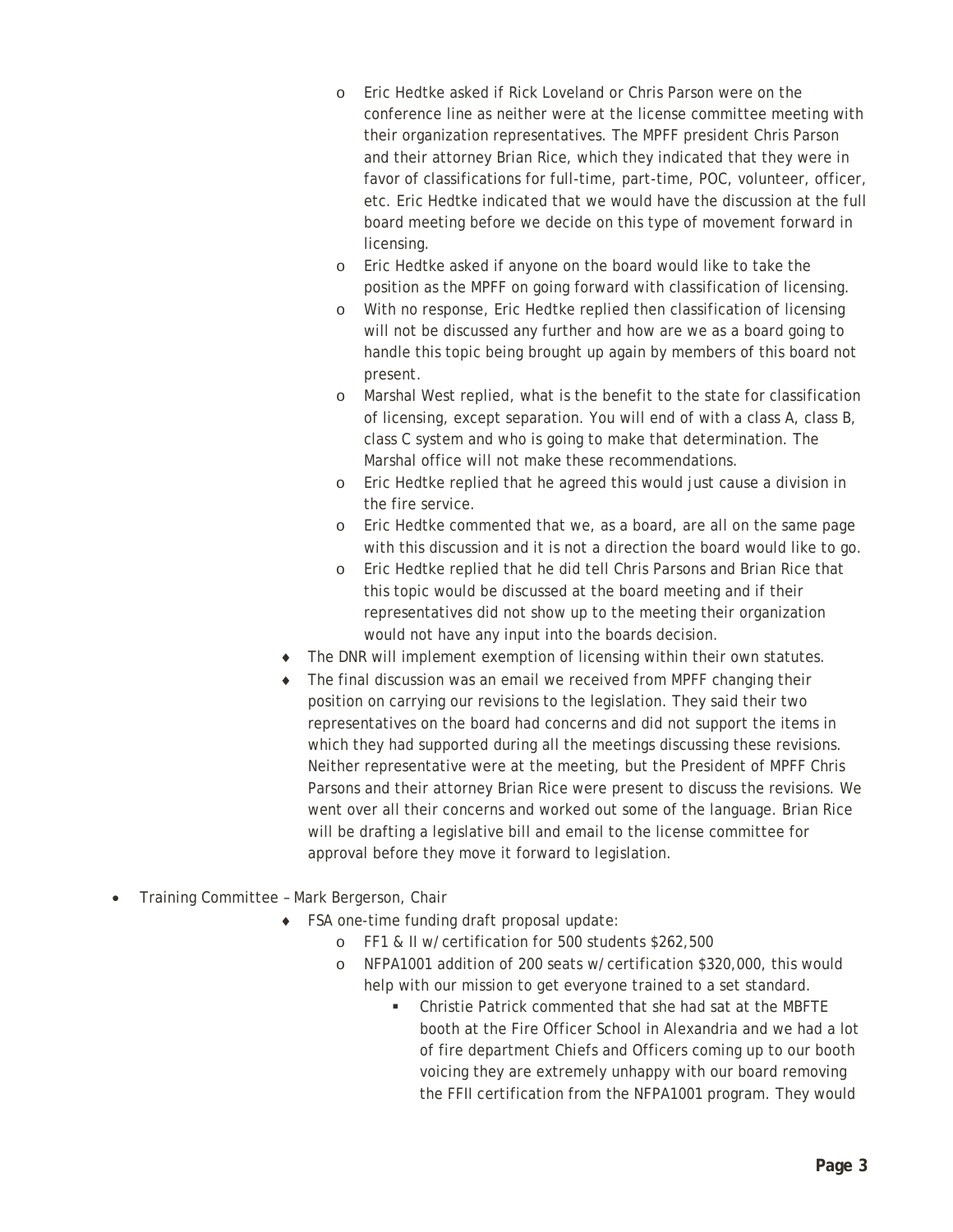- Eric Hedtke asked if Rick Loveland or Chris Parson were on the conference line as neither were at the license committee meeting with their organization representatives. The MPFF president Chris Parson and their attorney Brian Rice, which they indicated that they were in favor of classifications for full-time, part-time, POC, volunteer, officer, etc. Eric Hedtke indicated that we would have the discussion at the full board meeting before we decide on this type of movement forward in licensing.
        - Eric Hedtke asked if anyone on the board would like to take the position as the MPFF on going forward with classification of licensing.
        - With no response, Eric Hedtke replied then classification of licensing will not be discussed any further and how are we as a board going to handle this topic being brought up again by members of this board not present.
        - Marshal West replied, what is the benefit to the state for classification of licensing, except separation. You will end of with a class A, class B, class C system and who is going to make that determination. The Marshal office will not make these recommendations.
        - Eric Hedtke replied that he agreed this would just cause a division in the fire service.
        - Eric Hedtke commented that we, as a board, are all on the same page with this discussion and it is not a direction the board would like to go.
        - Eric Hedtke replied that he did tell Chris Parsons and Brian Rice that this topic would be discussed at the board meeting and if their representatives did not show up to the meeting their organization would not have any input into the boards decision.
    - The DNR will implement exemption of licensing within their own statutes.
    - The final discussion was an email we received from MPFF changing their position on carrying our revisions to the legislation. They said their two representatives on the board had concerns and did not support the items in which they had supported during all the meetings discussing these revisions. Neither representative were at the meeting, but the President of MPFF Chris Parsons and their attorney Brian Rice were present to discuss the revisions. We went over all their concerns and worked out some of the language. Brian Rice will be drafting a legislative bill and email to the license committee for approval before they move it forward to legislation.

- Training Committee – Mark Bergerson, Chair
    - FSA one-time funding draft proposal update:
        - FF1 & II w/ certification for 500 students $262,500
        - NFPA1001 addition of 200 seats w/ certification $320,000, this would help with our mission to get everyone trained to a set standard.
            - Christie Patrick commented that she had sat at the MBFTE booth at the Fire Officer School in Alexandria and we had a lot of fire department Chiefs and Officers coming up to our booth voicing they are extremely unhappy with our board removing the FFII certification from the NFPA1001 program. They would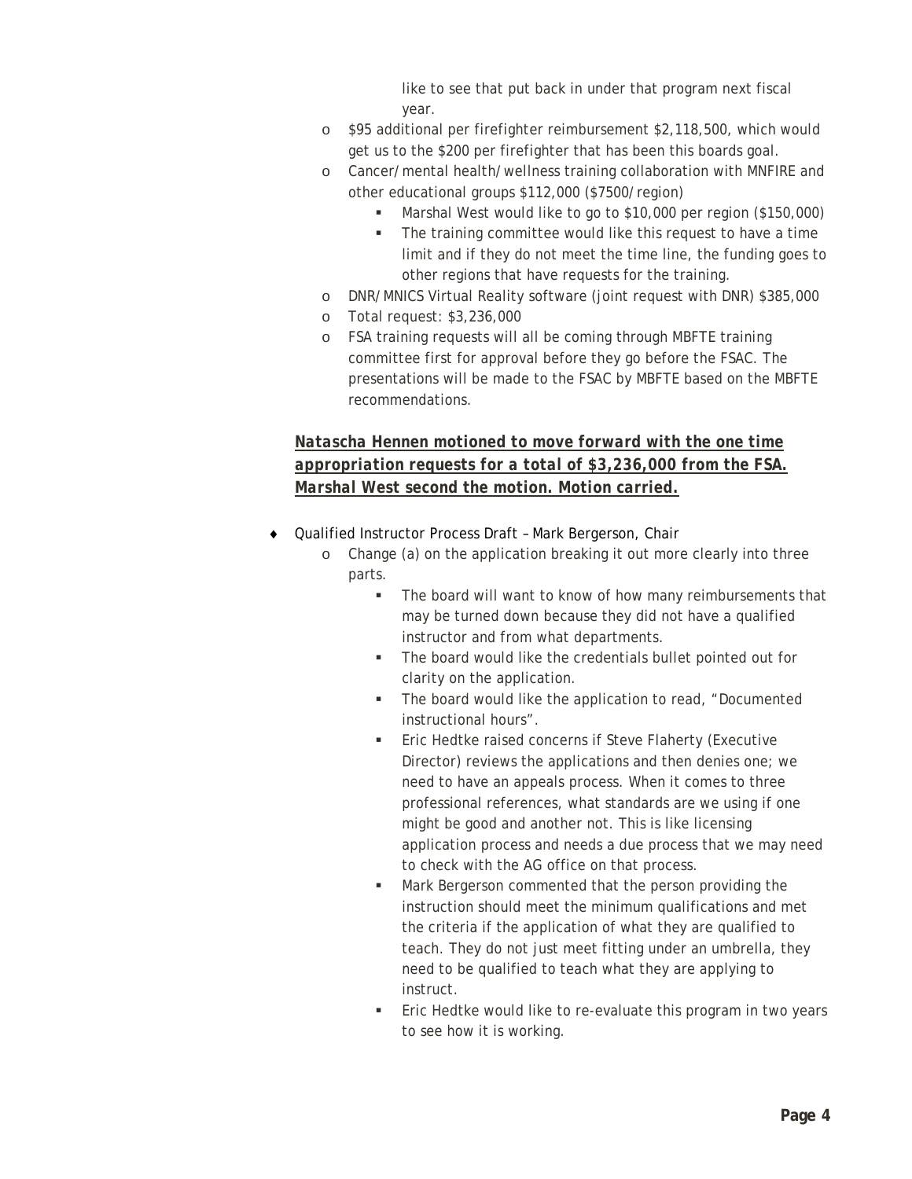like to see that put back in under that program next fiscal year.

- $95 additional per firefighter reimbursement $2,118,500, which would get us to the $200 per firefighter that has been this boards goal.
- Cancer/mental health/wellness training collaboration with MNFIRE and other educational groups $112,000 ($7500/region)
  - Marshal West would like to go to $10,000 per region ($150,000)
  - The training committee would like this request to have a time limit and if they do not meet the time line, the funding goes to other regions that have requests for the training.
- DNR/MNICS Virtual Reality software (joint request with DNR) $385,000
- Total request: $3,236,000
- FSA training requests will all be coming through MBFTE training committee first for approval before they go before the FSAC. The presentations will be made to the FSAC by MBFTE based on the MBFTE recommendations.

***<u>Natascha Hennen motioned to move forward with the one time appropriation requests for a total of $3,236,000 from the FSA. Marshal West second the motion. Motion carried.</u>***

- Qualified Instructor Process Draft – Mark Bergerson, Chair
  - Change (a) on the application breaking it out more clearly into three parts.
    - The board will want to know of how many reimbursements that may be turned down because they did not have a qualified instructor and from what departments.
    - The board would like the credentials bullet pointed out for clarity on the application.
    - The board would like the application to read, "Documented instructional hours".
    - Eric Hedtke raised concerns if Steve Flaherty (Executive Director) reviews the applications and then denies one; we need to have an appeals process. When it comes to three professional references, what standards are we using if one might be good and another not. This is like licensing application process and needs a due process that we may need to check with the AG office on that process.
    - Mark Bergerson commented that the person providing the instruction should meet the minimum qualifications and met the criteria if the application of what they are qualified to teach. They do not just meet fitting under an umbrella, they need to be qualified to teach what they are applying to instruct.
    - Eric Hedtke would like to re-evaluate this program in two years to see how it is working.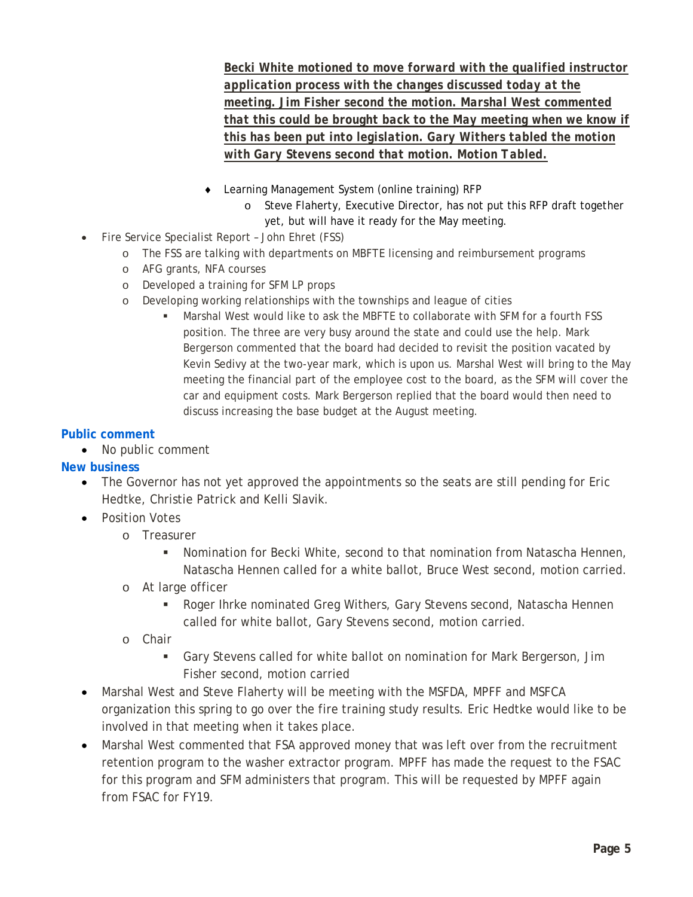***<u>Becki White motioned to move forward with the qualified instructor application process with the changes discussed today at the meeting. Jim Fisher second the motion. Marshal West commented that this could be brought back to the May meeting when we know if this has been put into legislation. Gary Withers tabled the motion with Gary Stevens second that motion. Motion Tabled.</u>***

- Learning Management System (online training) RFP
  - Steve Flaherty, Executive Director, has not put this RFP draft together yet, but will have it ready for the May meeting.
- Fire Service Specialist Report – John Ehret (FSS)
  - The FSS are talking with departments on MBFTE licensing and reimbursement programs
  - AFG grants, NFA courses
  - Developed a training for SFM LP props
  - Developing working relationships with the townships and league of cities
    - Marshal West would like to ask the MBFTE to collaborate with SFM for a fourth FSS position. The three are very busy around the state and could use the help. Mark Bergerson commented that the board had decided to revisit the position vacated by Kevin Sedivy at the two-year mark, which is upon us. Marshal West will bring to the May meeting the financial part of the employee cost to the board, as the SFM will cover the car and equipment costs. Mark Bergerson replied that the board would then need to discuss increasing the base budget at the August meeting.

## Public comment

- No public comment

## New business

- The Governor has not yet approved the appointments so the seats are still pending for Eric Hedtke, Christie Patrick and Kelli Slavik.
- Position Votes
  - Treasurer
    - Nomination for Becki White, second to that nomination from Natascha Hennen, Natascha Hennen called for a white ballot, Bruce West second, motion carried.
  - At large officer
    - Roger Ihrke nominated Greg Withers, Gary Stevens second, Natascha Hennen called for white ballot, Gary Stevens second, motion carried.
  - Chair
    - Gary Stevens called for white ballot on nomination for Mark Bergerson, Jim Fisher second, motion carried
- Marshal West and Steve Flaherty will be meeting with the MSFDA, MPFF and MSFCA organization this spring to go over the fire training study results. Eric Hedtke would like to be involved in that meeting when it takes place.
- Marshal West commented that FSA approved money that was left over from the recruitment retention program to the washer extractor program. MPFF has made the request to the FSAC for this program and SFM administers that program. This will be requested by MPFF again from FSAC for FY19.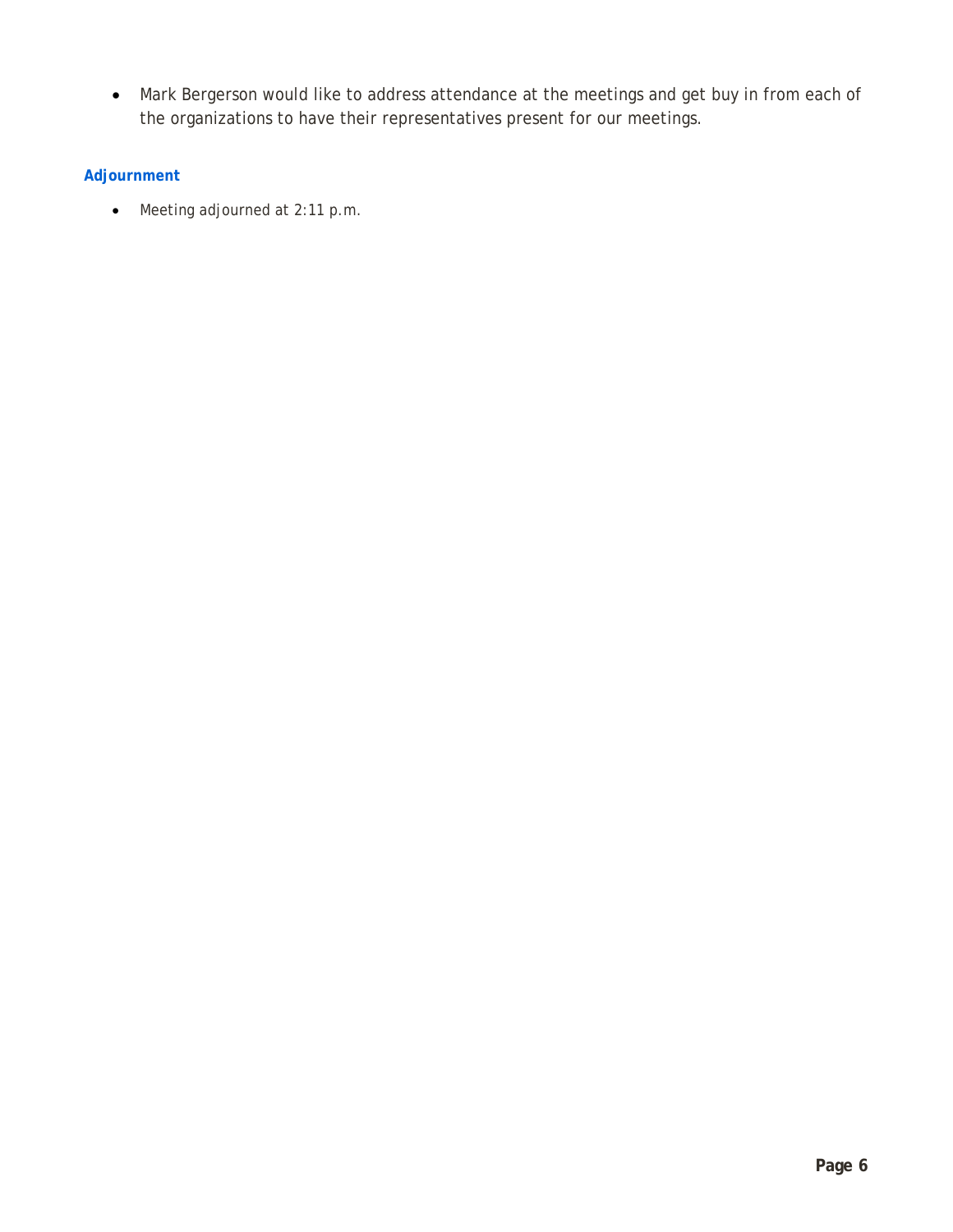- Mark Bergerson would like to address attendance at the meetings and get buy in from each of the organizations to have their representatives present for our meetings.

### Adjournment

- Meeting adjourned at 2:11 p.m.